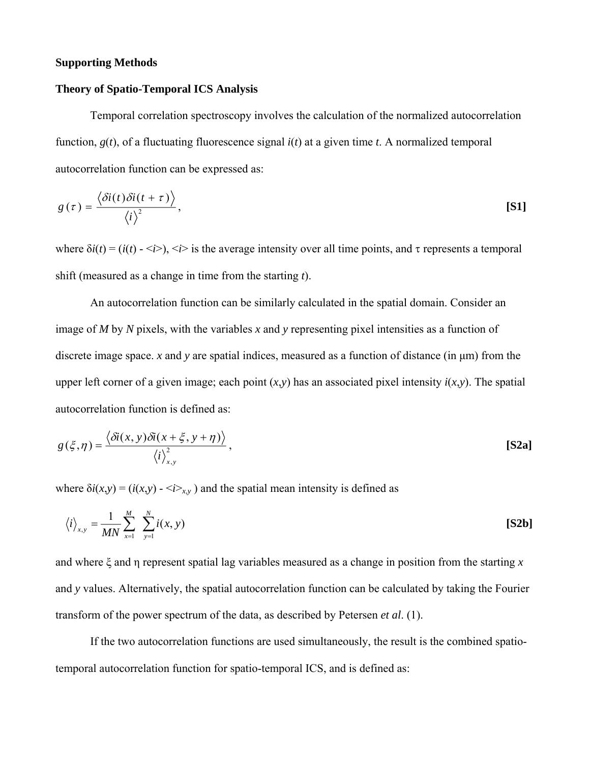**Supporting Methods**

**Theory of Spatio-Temporal ICS Analysis**

Temporal correlation spectroscopy involves the calculation of the normalized autocorrelation function, $g(t)$, of a fluctuating fluorescence signal $i(t)$ at a given time $t$. A normalized temporal autocorrelation function can be expressed as:

$$g(\tau) = \frac{\langle \delta i(t)\delta i(t+\tau)\rangle}{\langle i\rangle^2}, \qquad \textbf{[S1]}$$

where $\delta i(t) = (i(t) - \langle i\rangle)$, $\langle i\rangle$ is the average intensity over all time points, and $\tau$ represents a temporal shift (measured as a change in time from the starting $t$).

An autocorrelation function can be similarly calculated in the spatial domain. Consider an image of $M$ by $N$ pixels, with the variables $x$ and $y$ representing pixel intensities as a function of discrete image space. $x$ and $y$ are spatial indices, measured as a function of distance (in μm) from the upper left corner of a given image; each point $(x,y)$ has an associated pixel intensity $i(x,y)$. The spatial autocorrelation function is defined as:

$$g(\xi,\eta) = \frac{\langle \delta i(x,y)\delta i(x+\xi, y+\eta)\rangle}{\langle i\rangle_{x,y}^2}, \qquad \textbf{[S2a]}$$

where $\delta i(x,y) = (i(x,y) - \langle i\rangle_{x,y})$ and the spatial mean intensity is defined as

$$\langle i\rangle_{x,y} = \frac{1}{MN}\sum_{x=1}^{M}\sum_{y=1}^{N} i(x,y) \qquad \textbf{[S2b]}$$

and where $\xi$ and $\eta$ represent spatial lag variables measured as a change in position from the starting $x$ and $y$ values. Alternatively, the spatial autocorrelation function can be calculated by taking the Fourier transform of the power spectrum of the data, as described by Petersen *et al*. (1).

If the two autocorrelation functions are used simultaneously, the result is the combined spatio-temporal autocorrelation function for spatio-temporal ICS, and is defined as: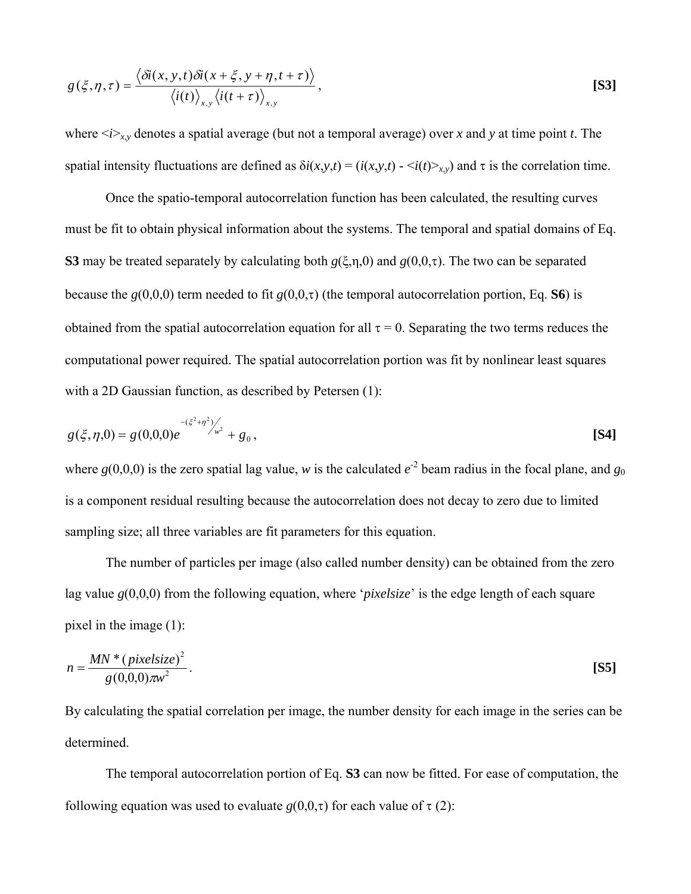$$g(\xi,\eta,\tau) = \frac{\langle \delta i(x,y,t)\delta i(x+\xi,y+\eta,t+\tau)\rangle}{\langle i(t)\rangle_{x,y}\langle i(t+\tau)\rangle_{x,y}}, \quad \textbf{[S3]}$$

where $<i>_{x,y}$ denotes a spatial average (but not a temporal average) over $x$ and $y$ at time point $t$. The spatial intensity fluctuations are defined as $\delta i(x,y,t) = (i(x,y,t) - <i(t)>_{x,y})$ and $\tau$ is the correlation time.

Once the spatio-temporal autocorrelation function has been calculated, the resulting curves must be fit to obtain physical information about the systems. The temporal and spatial domains of Eq. **S3** may be treated separately by calculating both $g(\xi,\eta,0)$ and $g(0,0,\tau)$. The two can be separated because the $g(0,0,0)$ term needed to fit $g(0,0,\tau)$ (the temporal autocorrelation portion, Eq. **S6**) is obtained from the spatial autocorrelation equation for all $\tau = 0$. Separating the two terms reduces the computational power required. The spatial autocorrelation portion was fit by nonlinear least squares with a 2D Gaussian function, as described by Petersen (1):

$$g(\xi,\eta,0) = g(0,0,0)e^{-(\xi^2+\eta^2)/w^2} + g_0, \quad \textbf{[S4]}$$

where $g(0,0,0)$ is the zero spatial lag value, $w$ is the calculated $e^{-2}$ beam radius in the focal plane, and $g_0$ is a component residual resulting because the autocorrelation does not decay to zero due to limited sampling size; all three variables are fit parameters for this equation.

The number of particles per image (also called number density) can be obtained from the zero lag value $g(0,0,0)$ from the following equation, where '*pixelsize*' is the edge length of each square pixel in the image (1):

$$n = \frac{MN * (pixelsize)^2}{g(0,0,0)\pi w^2}. \quad \textbf{[S5]}$$

By calculating the spatial correlation per image, the number density for each image in the series can be determined.

The temporal autocorrelation portion of Eq. **S3** can now be fitted. For ease of computation, the following equation was used to evaluate $g(0,0,\tau)$ for each value of $\tau$ (2):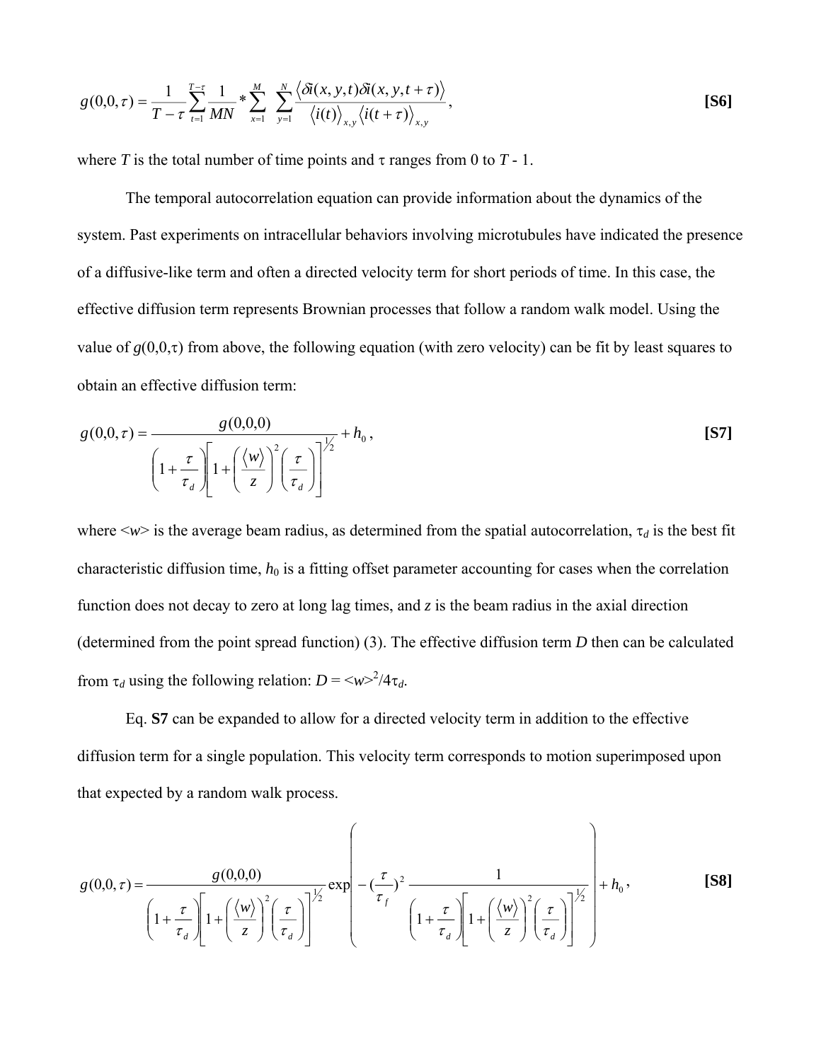$$g(0,0,\tau) = \frac{1}{T-\tau}\sum_{t=1}^{T-\tau}\frac{1}{MN} * \sum_{x=1}^{M}\sum_{y=1}^{N}\frac{\langle \delta i(x,y,t)\delta i(x,y,t+\tau)\rangle}{\langle i(t)\rangle_{x,y}\langle i(t+\tau)\rangle_{x,y}}, \quad \textbf{[S6]}$$

where $T$ is the total number of time points and $\tau$ ranges from 0 to $T$ - 1.

The temporal autocorrelation equation can provide information about the dynamics of the system. Past experiments on intracellular behaviors involving microtubules have indicated the presence of a diffusive-like term and often a directed velocity term for short periods of time. In this case, the effective diffusion term represents Brownian processes that follow a random walk model. Using the value of $g(0,0,\tau)$ from above, the following equation (with zero velocity) can be fit by least squares to obtain an effective diffusion term:

$$g(0,0,\tau) = \frac{g(0,0,0)}{\left(1+\frac{\tau}{\tau_d}\right)\left[1+\left(\frac{\langle w\rangle}{z}\right)^2\left(\frac{\tau}{\tau_d}\right)\right]^{1/2}} + h_0, \quad \textbf{[S7]}$$

where $\langle w\rangle$ is the average beam radius, as determined from the spatial autocorrelation, $\tau_d$ is the best fit characteristic diffusion time, $h_0$ is a fitting offset parameter accounting for cases when the correlation function does not decay to zero at long lag times, and $z$ is the beam radius in the axial direction (determined from the point spread function) (3). The effective diffusion term $D$ then can be calculated from $\tau_d$ using the following relation: $D = \langle w\rangle^2/4\tau_d$.

Eq. **S7** can be expanded to allow for a directed velocity term in addition to the effective diffusion term for a single population. This velocity term corresponds to motion superimposed upon that expected by a random walk process.

$$g(0,0,\tau) = \frac{g(0,0,0)}{\left(1+\frac{\tau}{\tau_d}\right)\left[1+\left(\frac{\langle w\rangle}{z}\right)^2\left(\frac{\tau}{\tau_d}\right)\right]^{1/2}} \exp\left(-\left(\frac{\tau}{\tau_f}\right)^2 \frac{1}{\left(1+\frac{\tau}{\tau_d}\right)\left[1+\left(\frac{\langle w\rangle}{z}\right)^2\left(\frac{\tau}{\tau_d}\right)\right]^{1/2}}\right) + h_0, \quad \textbf{[S8]}$$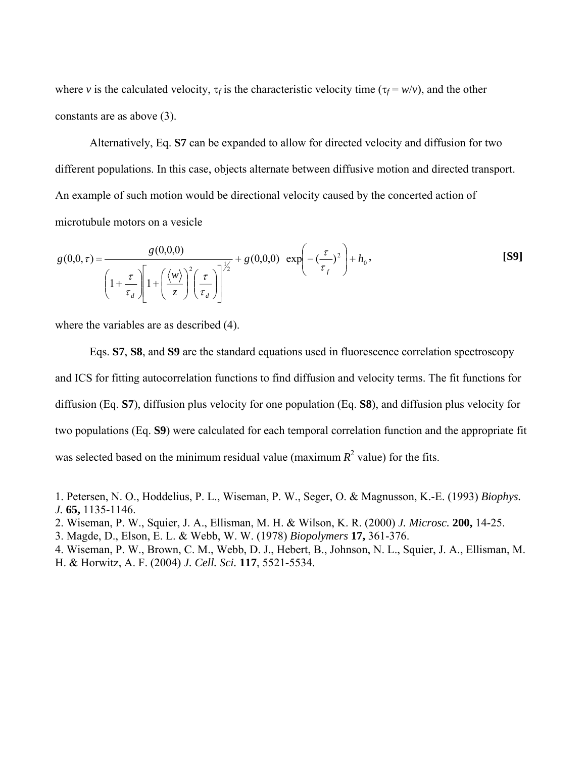where $v$ is the calculated velocity, $\tau_f$ is the characteristic velocity time ($\tau_f = w/v$), and the other constants are as above (3).

Alternatively, Eq. **S7** can be expanded to allow for directed velocity and diffusion for two different populations. In this case, objects alternate between diffusive motion and directed transport. An example of such motion would be directional velocity caused by the concerted action of microtubule motors on a vesicle

$$g(0,\tau) = \frac{g(0,0,0)}{\left(1+\frac{\tau}{\tau_d}\right)\left[1+\left(\frac{\langle w\rangle}{z}\right)^2\left(\frac{\tau}{\tau_d}\right)\right]^{1/2}} + g(0,0,0)\ \exp\left(-(\frac{\tau}{\tau_f})^2\right) + h_0, \qquad \textbf{[S9]}$$

where the variables are as described (4).

Eqs. **S7**, **S8**, and **S9** are the standard equations used in fluorescence correlation spectroscopy and ICS for fitting autocorrelation functions to find diffusion and velocity terms. The fit functions for diffusion (Eq. **S7**), diffusion plus velocity for one population (Eq. **S8**), and diffusion plus velocity for two populations (Eq. **S9**) were calculated for each temporal correlation function and the appropriate fit was selected based on the minimum residual value (maximum $R^2$ value) for the fits.

1. Petersen, N. O., Hoddelius, P. L., Wiseman, P. W., Seger, O. & Magnusson, K.-E. (1993) *Biophys. J.* **65,** 1135-1146.
2. Wiseman, P. W., Squier, J. A., Ellisman, M. H. & Wilson, K. R. (2000) *J. Microsc.* **200,** 14-25.
3. Magde, D., Elson, E. L. & Webb, W. W. (1978) *Biopolymers* **17,** 361-376.
4. Wiseman, P. W., Brown, C. M., Webb, D. J., Hebert, B., Johnson, N. L., Squier, J. A., Ellisman, M. H. & Horwitz, A. F. (2004) *J. Cell. Sci.* **117**, 5521-5534.